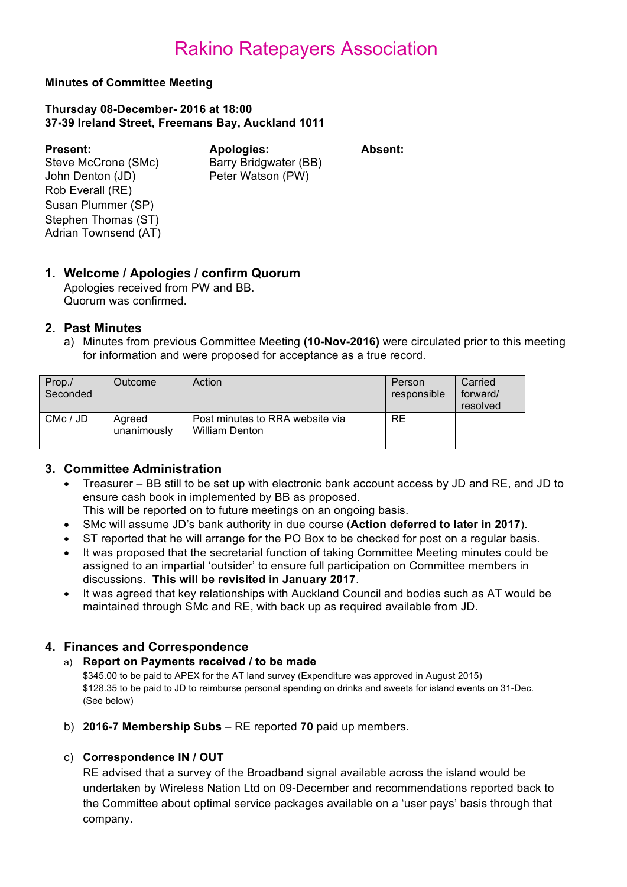# Rakino Ratepayers Association

**Minutes of Committee Meeting**

**Thursday 08-December- 2016 at 18:00**
**37-39 Ireland Street, Freemans Bay, Auckland 1011**

**Present:**
Steve McCrone (SMc)
John Denton (JD)
Rob Everall (RE)
Susan Plummer (SP)
Stephen Thomas (ST)
Adrian Townsend (AT)

**Apologies:**
Barry Bridgwater (BB)
Peter Watson (PW)

**Absent:**

## 1. Welcome / Apologies / confirm Quorum

Apologies received from PW and BB.
Quorum was confirmed.

## 2. Past Minutes

a) Minutes from previous Committee Meeting **(10-Nov-2016)** were circulated prior to this meeting for information and were proposed for acceptance as a true record.

| Prop./ Seconded | Outcome | Action | Person responsible | Carried forward/ resolved |
|---|---|---|---|---|
| CMc / JD | Agreed unanimously | Post minutes to RRA website via William Denton | RE | |

## 3. Committee Administration

- Treasurer – BB still to be set up with electronic bank account access by JD and RE, and JD to ensure cash book in implemented by BB as proposed.
  This will be reported on to future meetings on an ongoing basis.
- SMc will assume JD's bank authority in due course (**Action deferred to later in 2017**).
- ST reported that he will arrange for the PO Box to be checked for post on a regular basis.
- It was proposed that the secretarial function of taking Committee Meeting minutes could be assigned to an impartial 'outsider' to ensure full participation on Committee members in discussions. **This will be revisited in January 2017**.
- It was agreed that key relationships with Auckland Council and bodies such as AT would be maintained through SMc and RE, with back up as required available from JD.

## 4. Finances and Correspondence

a) **Report on Payments received / to be made**

$345.00 to be paid to APEX for the AT land survey (Expenditure was approved in August 2015)
$128.35 to be paid to JD to reimburse personal spending on drinks and sweets for island events on 31-Dec. (See below)

b) **2016-7 Membership Subs** – RE reported **70** paid up members.

c) **Correspondence IN / OUT**

RE advised that a survey of the Broadband signal available across the island would be undertaken by Wireless Nation Ltd on 09-December and recommendations reported back to the Committee about optimal service packages available on a 'user pays' basis through that company.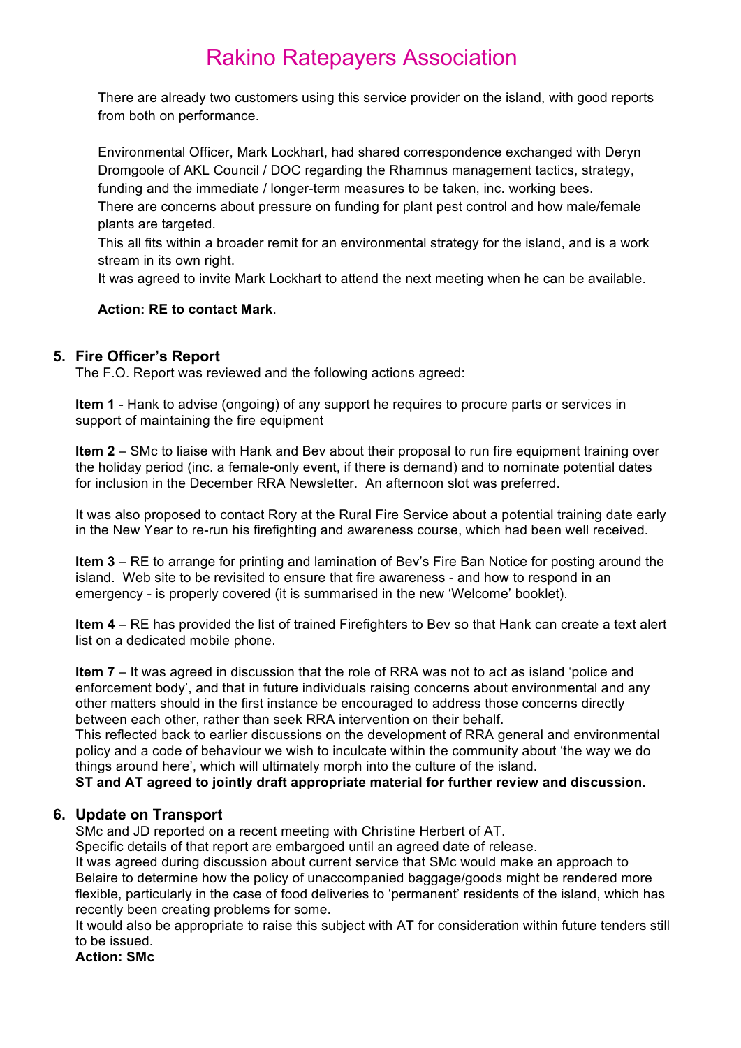There are already two customers using this service provider on the island, with good reports from both on performance.

Environmental Officer, Mark Lockhart, had shared correspondence exchanged with Deryn Dromgoole of AKL Council / DOC regarding the Rhamnus management tactics, strategy, funding and the immediate / longer-term measures to be taken, inc. working bees.
There are concerns about pressure on funding for plant pest control and how male/female plants are targeted.
This all fits within a broader remit for an environmental strategy for the island, and is a work stream in its own right.
It was agreed to invite Mark Lockhart to attend the next meeting when he can be available.

**Action: RE to contact Mark**.

## 5. Fire Officer's Report

The F.O. Report was reviewed and the following actions agreed:

**Item 1** - Hank to advise (ongoing) of any support he requires to procure parts or services in support of maintaining the fire equipment

**Item 2** – SMc to liaise with Hank and Bev about their proposal to run fire equipment training over the holiday period (inc. a female-only event, if there is demand) and to nominate potential dates for inclusion in the December RRA Newsletter. An afternoon slot was preferred.

It was also proposed to contact Rory at the Rural Fire Service about a potential training date early in the New Year to re-run his firefighting and awareness course, which had been well received.

**Item 3** – RE to arrange for printing and lamination of Bev's Fire Ban Notice for posting around the island. Web site to be revisited to ensure that fire awareness - and how to respond in an emergency - is properly covered (it is summarised in the new 'Welcome' booklet).

**Item 4** – RE has provided the list of trained Firefighters to Bev so that Hank can create a text alert list on a dedicated mobile phone.

**Item 7** – It was agreed in discussion that the role of RRA was not to act as island 'police and enforcement body', and that in future individuals raising concerns about environmental and any other matters should in the first instance be encouraged to address those concerns directly between each other, rather than seek RRA intervention on their behalf.
This reflected back to earlier discussions on the development of RRA general and environmental policy and a code of behaviour we wish to inculcate within the community about 'the way we do things around here', which will ultimately morph into the culture of the island.
**ST and AT agreed to jointly draft appropriate material for further review and discussion.**

## 6. Update on Transport

SMc and JD reported on a recent meeting with Christine Herbert of AT.
Specific details of that report are embargoed until an agreed date of release.
It was agreed during discussion about current service that SMc would make an approach to Belaire to determine how the policy of unaccompanied baggage/goods might be rendered more flexible, particularly in the case of food deliveries to 'permanent' residents of the island, which has recently been creating problems for some.
It would also be appropriate to raise this subject with AT for consideration within future tenders still to be issued.
**Action: SMc**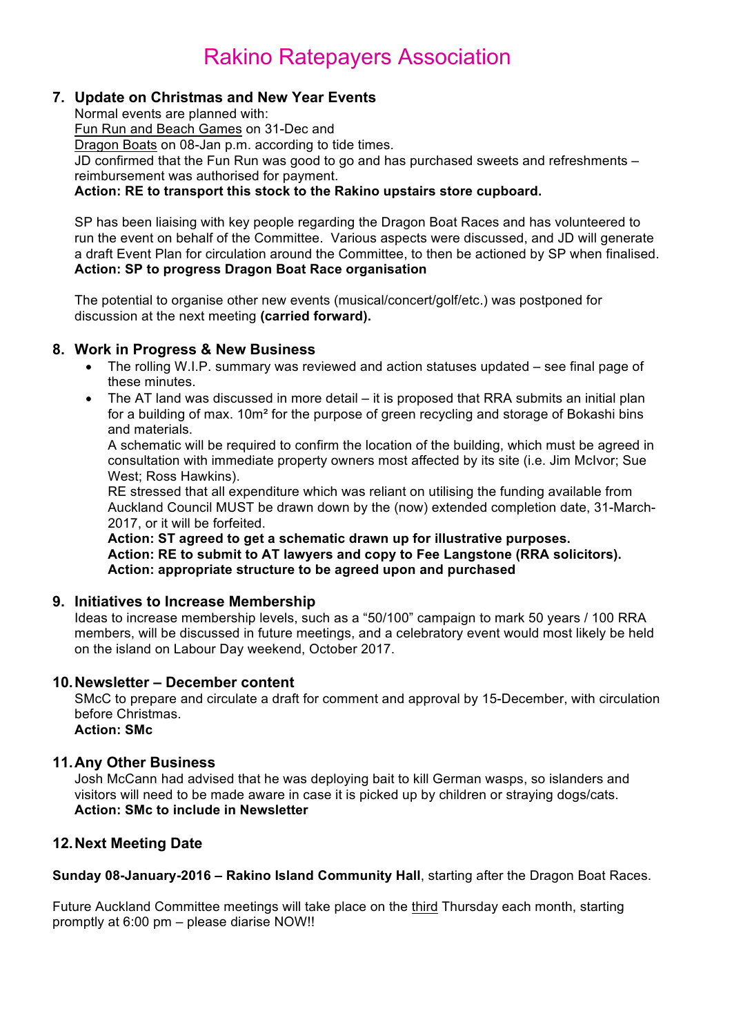# Rakino Ratepayers Association

## 7. Update on Christmas and New Year Events

Normal events are planned with:
Fun Run and Beach Games on 31-Dec and
Dragon Boats on 08-Jan p.m. according to tide times.
JD confirmed that the Fun Run was good to go and has purchased sweets and refreshments – reimbursement was authorised for payment.
**Action: RE to transport this stock to the Rakino upstairs store cupboard.**

SP has been liaising with key people regarding the Dragon Boat Races and has volunteered to run the event on behalf of the Committee. Various aspects were discussed, and JD will generate a draft Event Plan for circulation around the Committee, to then be actioned by SP when finalised.
**Action: SP to progress Dragon Boat Race organisation**

The potential to organise other new events (musical/concert/golf/etc.) was postponed for discussion at the next meeting **(carried forward).**

## 8. Work in Progress & New Business

- The rolling W.I.P. summary was reviewed and action statuses updated – see final page of these minutes.
- The AT land was discussed in more detail – it is proposed that RRA submits an initial plan for a building of max. 10m² for the purpose of green recycling and storage of Bokashi bins and materials.
  A schematic will be required to confirm the location of the building, which must be agreed in consultation with immediate property owners most affected by its site (i.e. Jim McIvor; Sue West; Ross Hawkins).
  RE stressed that all expenditure which was reliant on utilising the funding available from Auckland Council MUST be drawn down by the (now) extended completion date, 31-March-2017, or it will be forfeited.
  **Action: ST agreed to get a schematic drawn up for illustrative purposes.**
  **Action: RE to submit to AT lawyers and copy to Fee Langstone (RRA solicitors).**
  **Action: appropriate structure to be agreed upon and purchased**

## 9. Initiatives to Increase Membership

Ideas to increase membership levels, such as a "50/100" campaign to mark 50 years / 100 RRA members, will be discussed in future meetings, and a celebratory event would most likely be held on the island on Labour Day weekend, October 2017.

## 10. Newsletter – December content

SMcC to prepare and circulate a draft for comment and approval by 15-December, with circulation before Christmas.
**Action: SMc**

## 11. Any Other Business

Josh McCann had advised that he was deploying bait to kill German wasps, so islanders and visitors will need to be made aware in case it is picked up by children or straying dogs/cats.
**Action: SMc to include in Newsletter**

## 12. Next Meeting Date

**Sunday 08-January-2016 – Rakino Island Community Hall**, starting after the Dragon Boat Races.

Future Auckland Committee meetings will take place on the third Thursday each month, starting promptly at 6:00 pm – please diarise NOW!!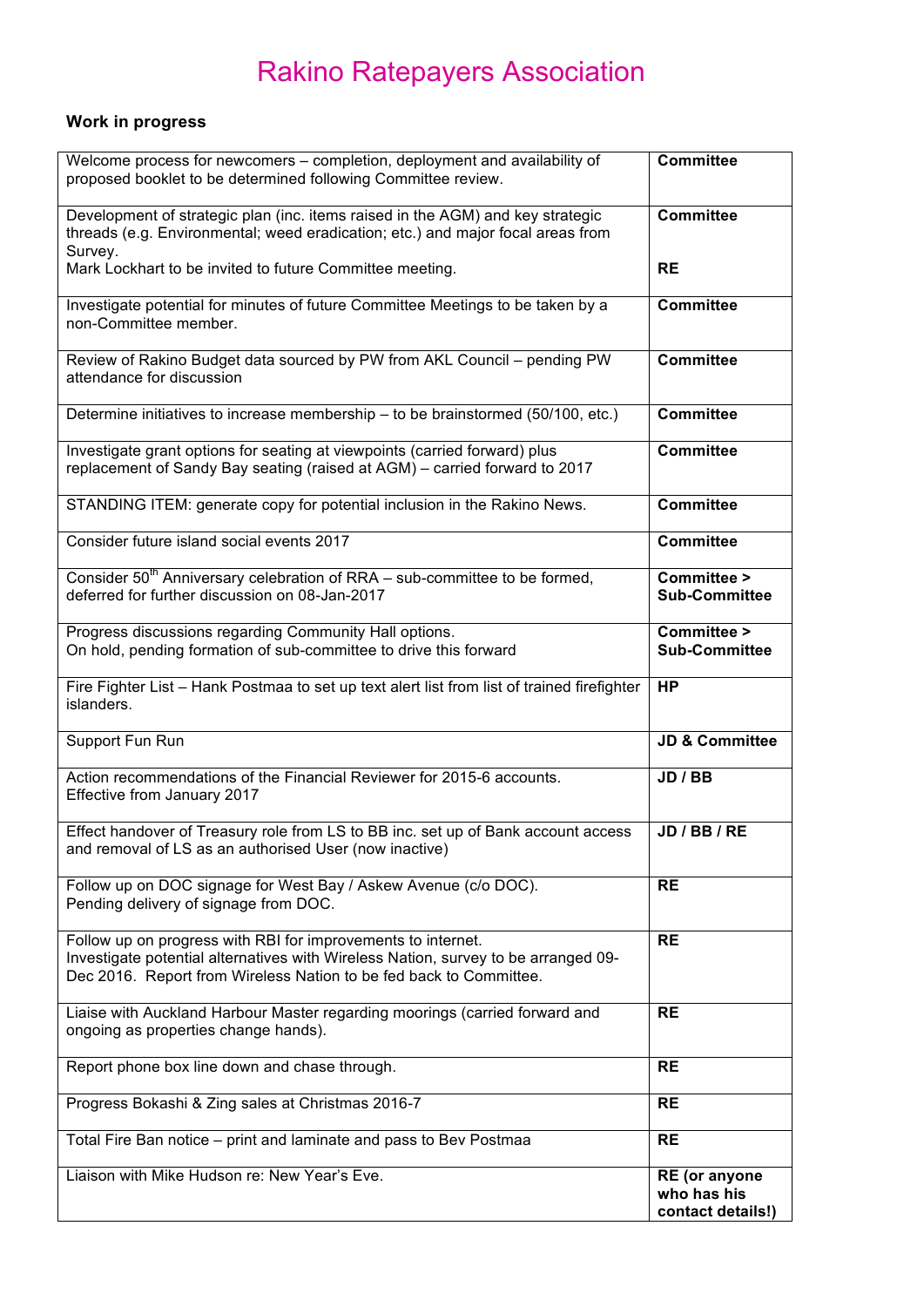# Rakino Ratepayers Association

**Work in progress**

| | |
|---|---|
| Welcome process for newcomers – completion, deployment and availability of proposed booklet to be determined following Committee review. | **Committee** |
| Development of strategic plan (inc. items raised in the AGM) and key strategic threads (e.g. Environmental; weed eradication; etc.) and major focal areas from Survey.<br>Mark Lockhart to be invited to future Committee meeting. | **Committee**<br><br>**RE** |
| Investigate potential for minutes of future Committee Meetings to be taken by a non-Committee member. | **Committee** |
| Review of Rakino Budget data sourced by PW from AKL Council – pending PW attendance for discussion | **Committee** |
| Determine initiatives to increase membership – to be brainstormed (50/100, etc.) | **Committee** |
| Investigate grant options for seating at viewpoints (carried forward) plus replacement of Sandy Bay seating (raised at AGM) – carried forward to 2017 | **Committee** |
| STANDING ITEM: generate copy for potential inclusion in the Rakino News. | **Committee** |
| Consider future island social events 2017 | **Committee** |
| Consider 50th Anniversary celebration of RRA – sub-committee to be formed, deferred for further discussion on 08-Jan-2017 | **Committee > Sub-Committee** |
| Progress discussions regarding Community Hall options.<br>On hold, pending formation of sub-committee to drive this forward | **Committee > Sub-Committee** |
| Fire Fighter List – Hank Postmaa to set up text alert list from list of trained firefighter islanders. | **HP** |
| Support Fun Run | **JD & Committee** |
| Action recommendations of the Financial Reviewer for 2015-6 accounts.<br>Effective from January 2017 | **JD / BB** |
| Effect handover of Treasury role from LS to BB inc. set up of Bank account access and removal of LS as an authorised User (now inactive) | **JD / BB / RE** |
| Follow up on DOC signage for West Bay / Askew Avenue (c/o DOC).<br>Pending delivery of signage from DOC. | **RE** |
| Follow up on progress with RBI for improvements to internet.<br>Investigate potential alternatives with Wireless Nation, survey to be arranged 09-Dec 2016. Report from Wireless Nation to be fed back to Committee. | **RE** |
| Liaise with Auckland Harbour Master regarding moorings (carried forward and ongoing as properties change hands). | **RE** |
| Report phone box line down and chase through. | **RE** |
| Progress Bokashi & Zing sales at Christmas 2016-7 | **RE** |
| Total Fire Ban notice – print and laminate and pass to Bev Postmaa | **RE** |
| Liaison with Mike Hudson re: New Year's Eve. | **RE (or anyone who has his contact details!)** |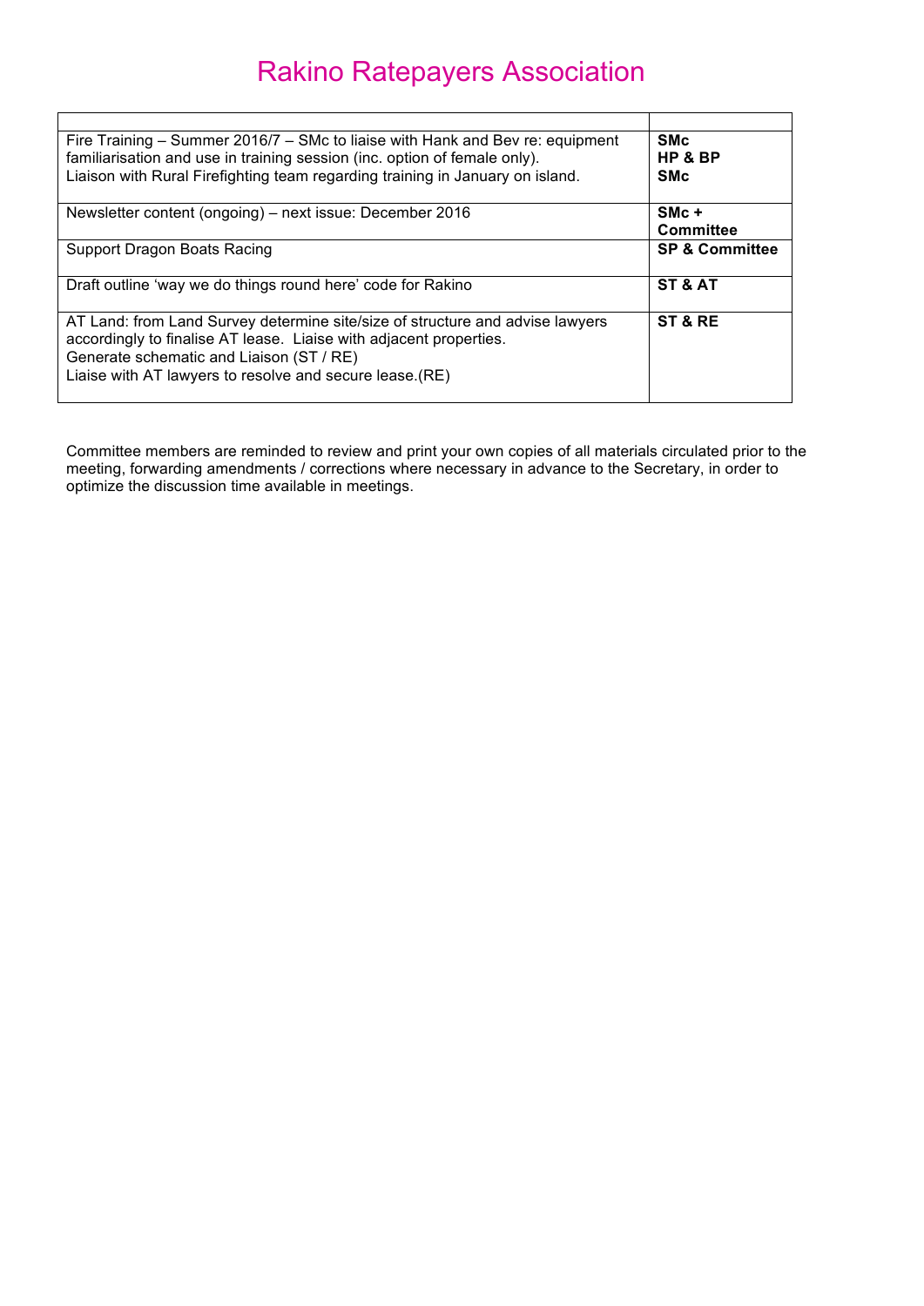# Rakino Ratepayers Association

| | |
|---|---|
| Fire Training – Summer 2016/7 – SMc to liaise with Hank and Bev re: equipment familiarisation and use in training session (inc. option of female only).<br>Liaison with Rural Firefighting team regarding training in January on island. | **SMc**<br>**HP & BP**<br>**SMc** |
| Newsletter content (ongoing) – next issue: December 2016 | **SMc + Committee** |
| Support Dragon Boats Racing | **SP & Committee** |
| Draft outline 'way we do things round here' code for Rakino | **ST & AT** |
| AT Land: from Land Survey determine site/size of structure and advise lawyers accordingly to finalise AT lease. Liaise with adjacent properties.<br>Generate schematic and Liaison (ST / RE)<br>Liaise with AT lawyers to resolve and secure lease.(RE) | **ST & RE** |

Committee members are reminded to review and print your own copies of all materials circulated prior to the meeting, forwarding amendments / corrections where necessary in advance to the Secretary, in order to optimize the discussion time available in meetings.